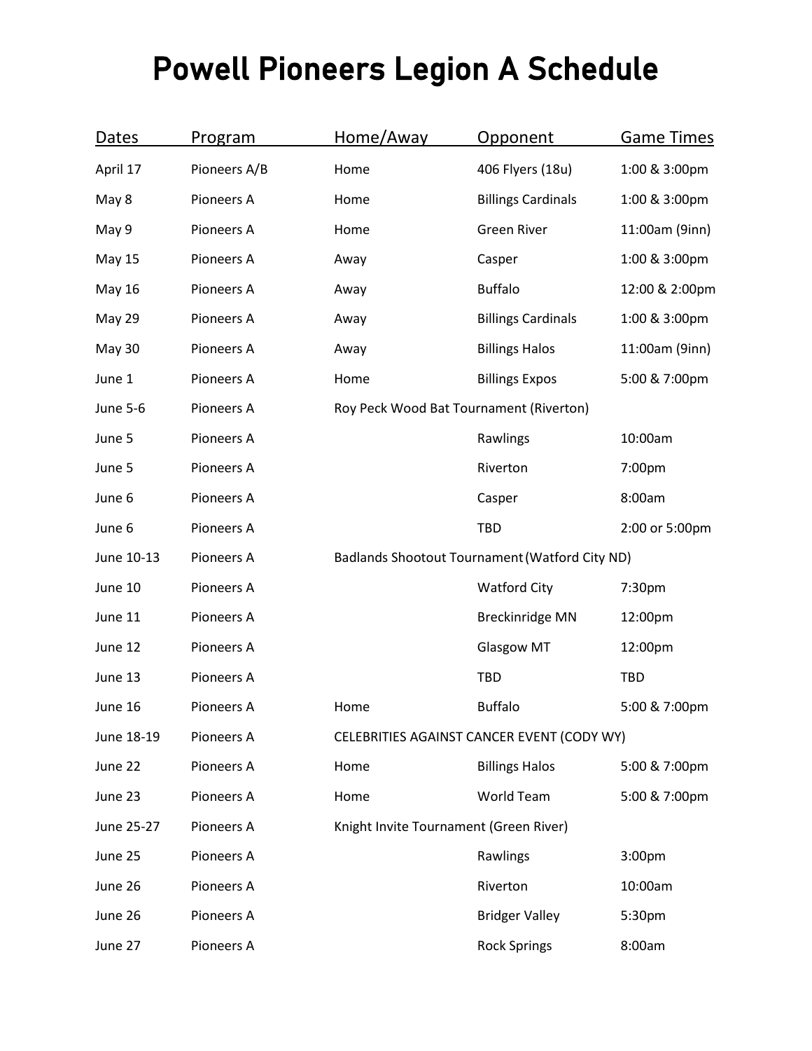# Powell Pioneers Legion A Schedule

| Dates | Program | Home/Away | Opponent | Game Times |
|---|---|---|---|---|
| April 17 | Pioneers A/B | Home | 406 Flyers (18u) | 1:00 & 3:00pm |
| May 8 | Pioneers A | Home | Billings Cardinals | 1:00 & 3:00pm |
| May 9 | Pioneers A | Home | Green River | 11:00am (9inn) |
| May 15 | Pioneers A | Away | Casper | 1:00 & 3:00pm |
| May 16 | Pioneers A | Away | Buffalo | 12:00 & 2:00pm |
| May 29 | Pioneers A | Away | Billings Cardinals | 1:00 & 3:00pm |
| May 30 | Pioneers A | Away | Billings Halos | 11:00am (9inn) |
| June 1 | Pioneers A | Home | Billings Expos | 5:00 & 7:00pm |
| June 5-6 | Pioneers A | Roy Peck Wood Bat Tournament (Riverton) | | |
| June 5 | Pioneers A | | Rawlings | 10:00am |
| June 5 | Pioneers A | | Riverton | 7:00pm |
| June 6 | Pioneers A | | Casper | 8:00am |
| June 6 | Pioneers A | | TBD | 2:00 or 5:00pm |
| June 10-13 | Pioneers A | Badlands Shootout Tournament (Watford City ND) | | |
| June 10 | Pioneers A | | Watford City | 7:30pm |
| June 11 | Pioneers A | | Breckinridge MN | 12:00pm |
| June 12 | Pioneers A | | Glasgow MT | 12:00pm |
| June 13 | Pioneers A | | TBD | TBD |
| June 16 | Pioneers A | Home | Buffalo | 5:00 & 7:00pm |
| June 18-19 | Pioneers A | CELEBRITIES AGAINST CANCER EVENT (CODY WY) | | |
| June 22 | Pioneers A | Home | Billings Halos | 5:00 & 7:00pm |
| June 23 | Pioneers A | Home | World Team | 5:00 & 7:00pm |
| June 25-27 | Pioneers A | Knight Invite Tournament (Green River) | | |
| June 25 | Pioneers A | | Rawlings | 3:00pm |
| June 26 | Pioneers A | | Riverton | 10:00am |
| June 26 | Pioneers A | | Bridger Valley | 5:30pm |
| June 27 | Pioneers A | | Rock Springs | 8:00am |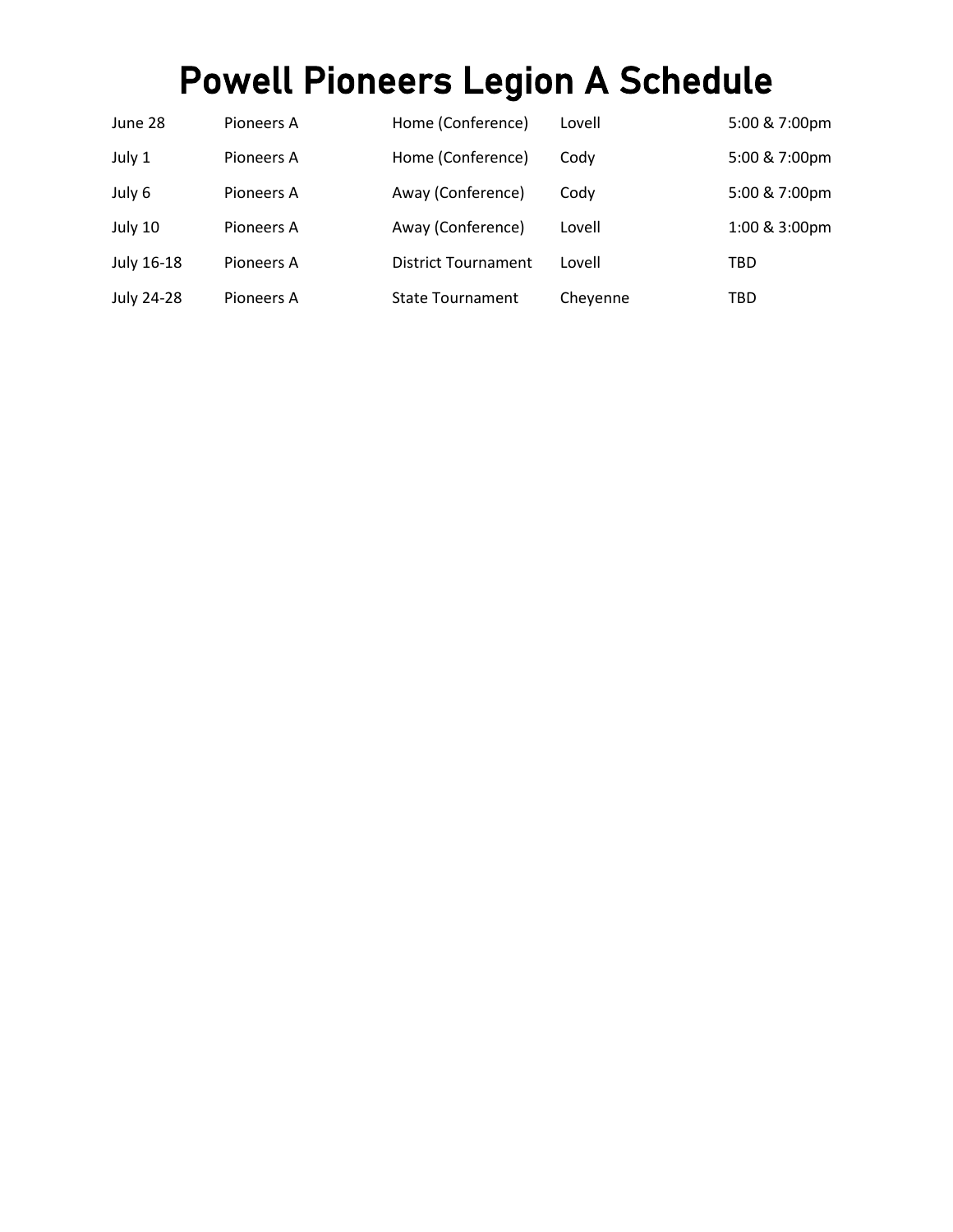# Powell Pioneers Legion A Schedule

| | | | | |
|---|---|---|---|---|
| June 28 | Pioneers A | Home (Conference) | Lovell | 5:00 & 7:00pm |
| July 1 | Pioneers A | Home (Conference) | Cody | 5:00 & 7:00pm |
| July 6 | Pioneers A | Away (Conference) | Cody | 5:00 & 7:00pm |
| July 10 | Pioneers A | Away (Conference) | Lovell | 1:00 & 3:00pm |
| July 16-18 | Pioneers A | District Tournament | Lovell | TBD |
| July 24-28 | Pioneers A | State Tournament | Cheyenne | TBD |